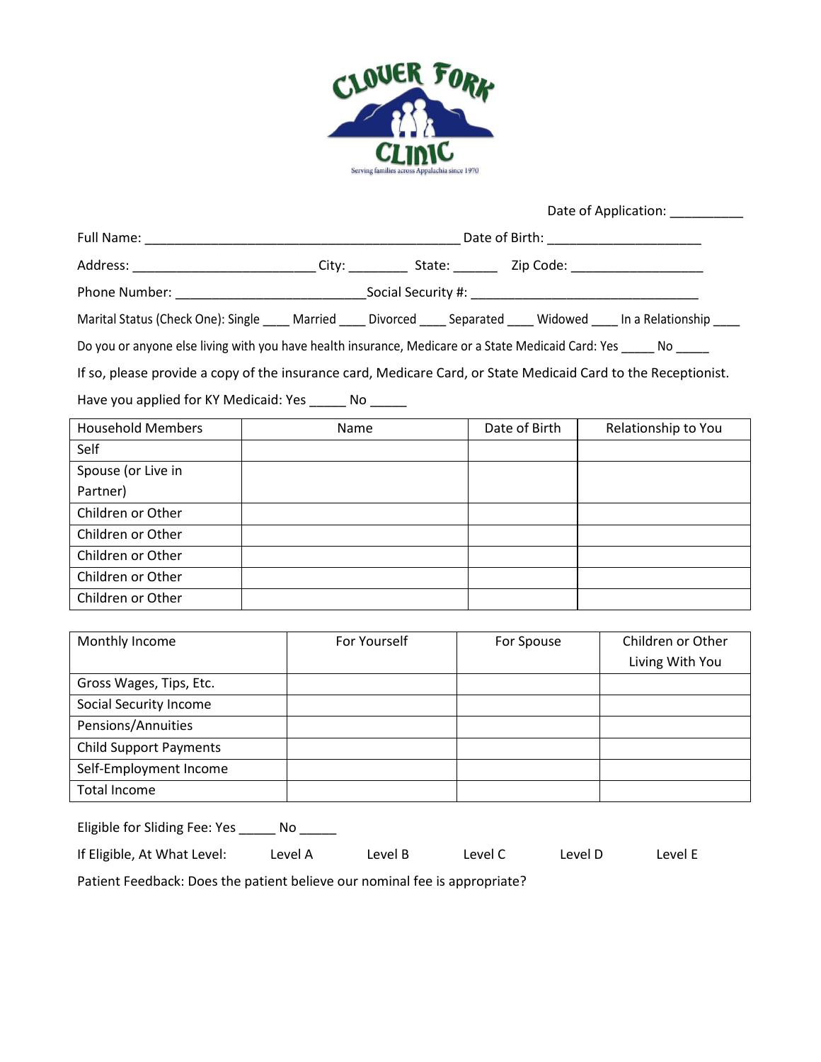# CLOVER FORK CLINIC

Serving families across Appalachia since 1970

Date of Application: __________

Full Name: ___________________________________________ Date of Birth: _____________________

Address: _________________________ City: ________ State: ______ Zip Code: __________________

Phone Number: __________________________ Social Security #: _______________________________

Marital Status (Check One): Single ____ Married ____ Divorced ____ Separated ____ Widowed ____ In a Relationship ____

Do you or anyone else living with you have health insurance, Medicare or a State Medicaid Card: Yes _____ No _____

If so, please provide a copy of the insurance card, Medicare Card, or State Medicaid Card to the Receptionist.

Have you applied for KY Medicaid: Yes _____ No _____

| Household Members | Name | Date of Birth | Relationship to You |
|---|---|---|---|
| Self | | | |
| Spouse (or Live in Partner) | | | |
| Children or Other | | | |
| Children or Other | | | |
| Children or Other | | | |
| Children or Other | | | |
| Children or Other | | | |

| Monthly Income | For Yourself | For Spouse | Children or Other Living With You |
|---|---|---|---|
| Gross Wages, Tips, Etc. | | | |
| Social Security Income | | | |
| Pensions/Annuities | | | |
| Child Support Payments | | | |
| Self-Employment Income | | | |
| Total Income | | | |

Eligible for Sliding Fee: Yes _____ No _____

If Eligible, At What Level: Level A Level B Level C Level D Level E

Patient Feedback: Does the patient believe our nominal fee is appropriate?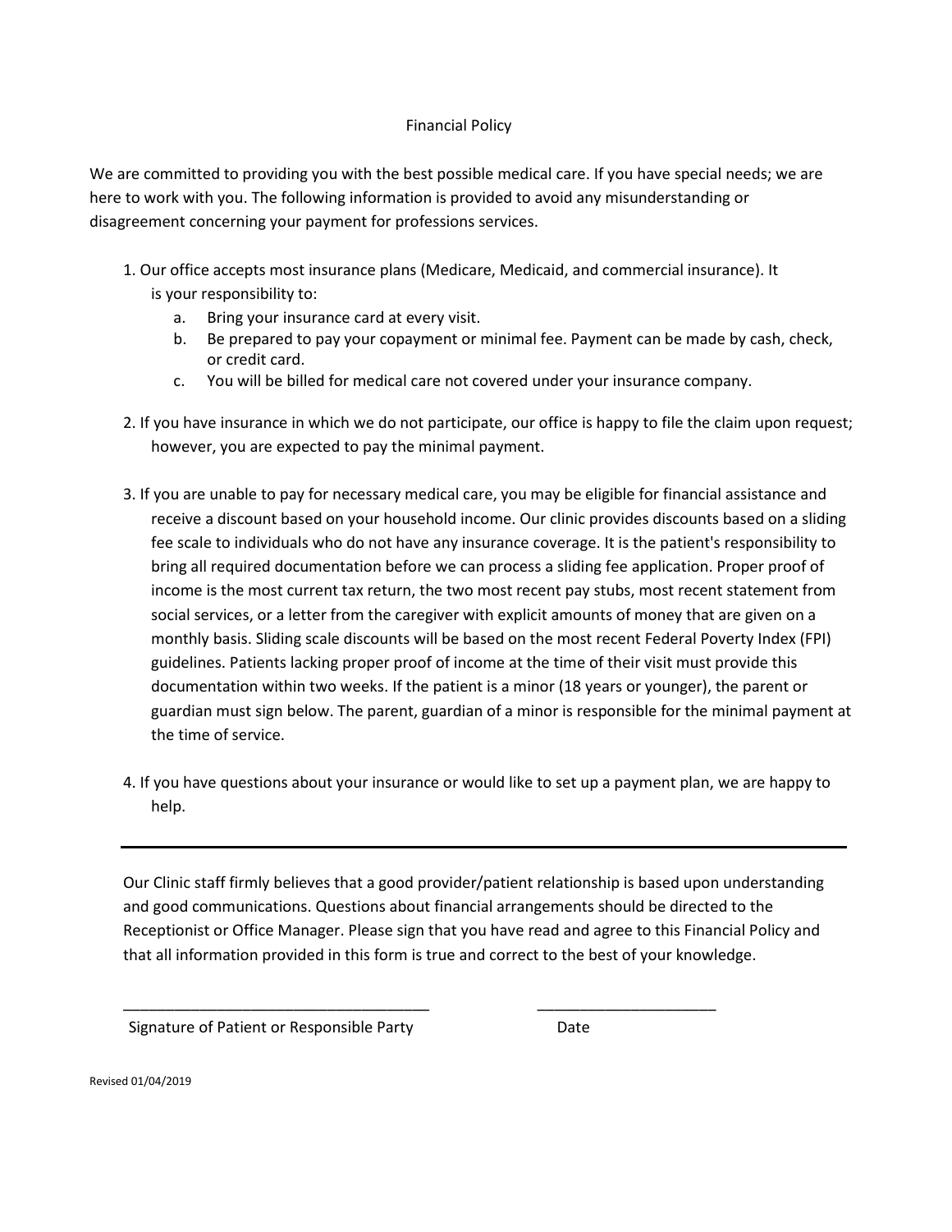# Financial Policy

We are committed to providing you with the best possible medical care. If you have special needs; we are here to work with you. The following information is provided to avoid any misunderstanding or disagreement concerning your payment for professions services.

1. Our office accepts most insurance plans (Medicare, Medicaid, and commercial insurance). It is your responsibility to:
   a. Bring your insurance card at every visit.
   b. Be prepared to pay your copayment or minimal fee. Payment can be made by cash, check, or credit card.
   c. You will be billed for medical care not covered under your insurance company.

2. If you have insurance in which we do not participate, our office is happy to file the claim upon request; however, you are expected to pay the minimal payment.

3. If you are unable to pay for necessary medical care, you may be eligible for financial assistance and receive a discount based on your household income. Our clinic provides discounts based on a sliding fee scale to individuals who do not have any insurance coverage. It is the patient's responsibility to bring all required documentation before we can process a sliding fee application. Proper proof of income is the most current tax return, the two most recent pay stubs, most recent statement from social services, or a letter from the caregiver with explicit amounts of money that are given on a monthly basis. Sliding scale discounts will be based on the most recent Federal Poverty Index (FPI) guidelines. Patients lacking proper proof of income at the time of their visit must provide this documentation within two weeks. If the patient is a minor (18 years or younger), the parent or guardian must sign below. The parent, guardian of a minor is responsible for the minimal payment at the time of service.

4. If you have questions about your insurance or would like to set up a payment plan, we are happy to help.

---

Our Clinic staff firmly believes that a good provider/patient relationship is based upon understanding and good communications. Questions about financial arrangements should be directed to the Receptionist or Office Manager. Please sign that you have read and agree to this Financial Policy and that all information provided in this form is true and correct to the best of your knowledge.

____________________________________ Signature of Patient or Responsible Party

_____________________ Date

Revised 01/04/2019